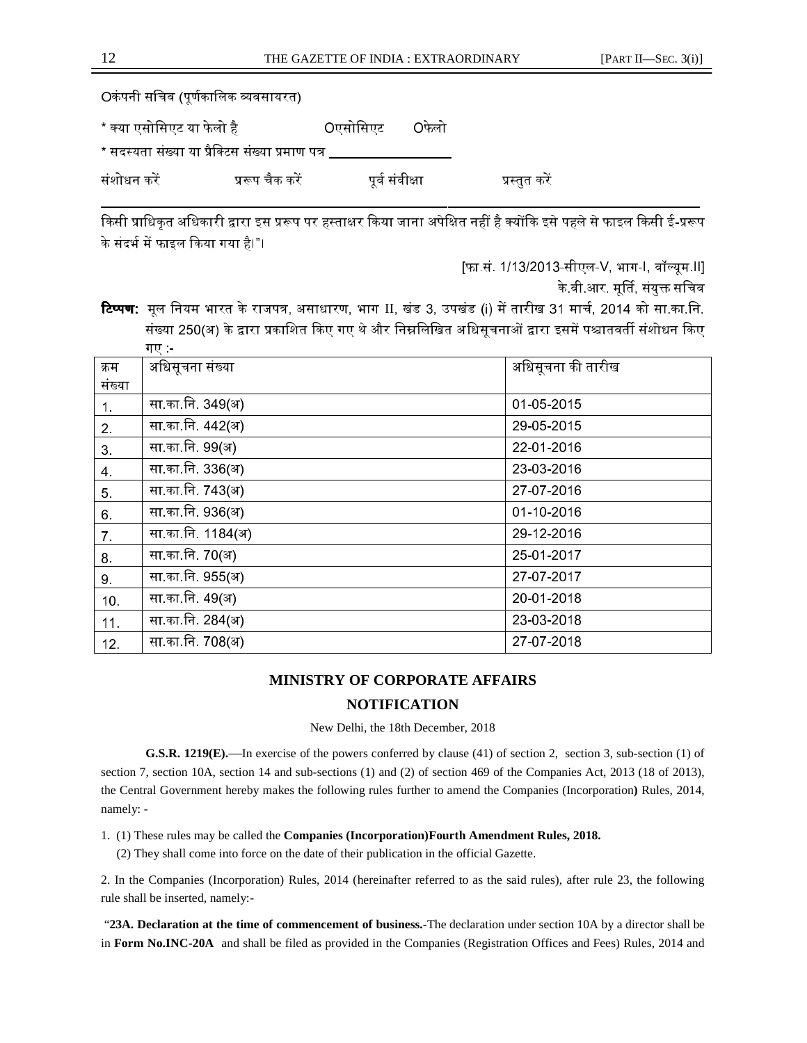Oकंपनी सचिव (पूर्णकालिक व्यवसायरत)

* क्या एसोसिएट या फेलो है Oएसोसिएट Oफेलो

* सदस्यता संख्या या प्रैक्टिस संख्या प्रमाण पत्र ___________________

संशोधन करें प्ररूप चैक करें पूर्व संवीक्षा प्रस्तुत करें

---

किसी प्राधिकृत अधिकारी द्वारा इस प्ररूप पर हस्ताक्षर किया जाना अपेक्षित नहीं है क्योंकि इसे पहले से फाइल किसी ई-प्ररूप के संदर्भ में फाइल किया गया है।"।

[फा.सं. 1/13/2013-सीएल-V, भाग-I, वॉल्यूम.II]

के.वी.आर. मूर्ति, संयुक्त सचिव

**टिप्पण:** मूल नियम भारत के राजपत्र, असाधारण, भाग II, खंड 3, उपखंड (i) में तारीख 31 मार्च, 2014 को सा.का.नि. संख्या 250(अ) के द्वारा प्रकाशित किए गए थे और निम्नलिखित अधिसूचनाओं द्वारा इसमें पश्चातवर्ती संशोधन किए गए :-

| क्रम संख्या | अधिसूचना संख्या | अधिसूचना की तारीख |
|---|---|---|
| 1. | सा.का.नि. 349(अ) | 01-05-2015 |
| 2. | सा.का.नि. 442(अ) | 29-05-2015 |
| 3. | सा.का.नि. 99(अ) | 22-01-2016 |
| 4. | सा.का.नि. 336(अ) | 23-03-2016 |
| 5. | सा.का.नि. 743(अ) | 27-07-2016 |
| 6. | सा.का.नि. 936(अ) | 01-10-2016 |
| 7. | सा.का.नि. 1184(अ) | 29-12-2016 |
| 8. | सा.का.नि. 70(अ) | 25-01-2017 |
| 9. | सा.का.नि. 955(अ) | 27-07-2017 |
| 10. | सा.का.नि. 49(अ) | 20-01-2018 |
| 11. | सा.का.नि. 284(अ) | 23-03-2018 |
| 12. | सा.का.नि. 708(अ) | 27-07-2018 |

## MINISTRY OF CORPORATE AFFAIRS

## NOTIFICATION

New Delhi, the 18th December, 2018

**G.S.R. 1219(E).**—In exercise of the powers conferred by clause (41) of section 2, section 3, sub-section (1) of section 7, section 10A, section 14 and sub-sections (1) and (2) of section 469 of the Companies Act, 2013 (18 of 2013), the Central Government hereby makes the following rules further to amend the Companies (Incorporation**)** Rules, 2014, namely: -

1. (1) These rules may be called the **Companies (Incorporation)Fourth Amendment Rules, 2018.**

   (2) They shall come into force on the date of their publication in the official Gazette.

2. In the Companies (Incorporation) Rules, 2014 (hereinafter referred to as the said rules), after rule 23, the following rule shall be inserted, namely:-

"**23A. Declaration at the time of commencement of business.-**The declaration under section 10A by a director shall be in **Form No.INC-20A** and shall be filed as provided in the Companies (Registration Offices and Fees) Rules, 2014 and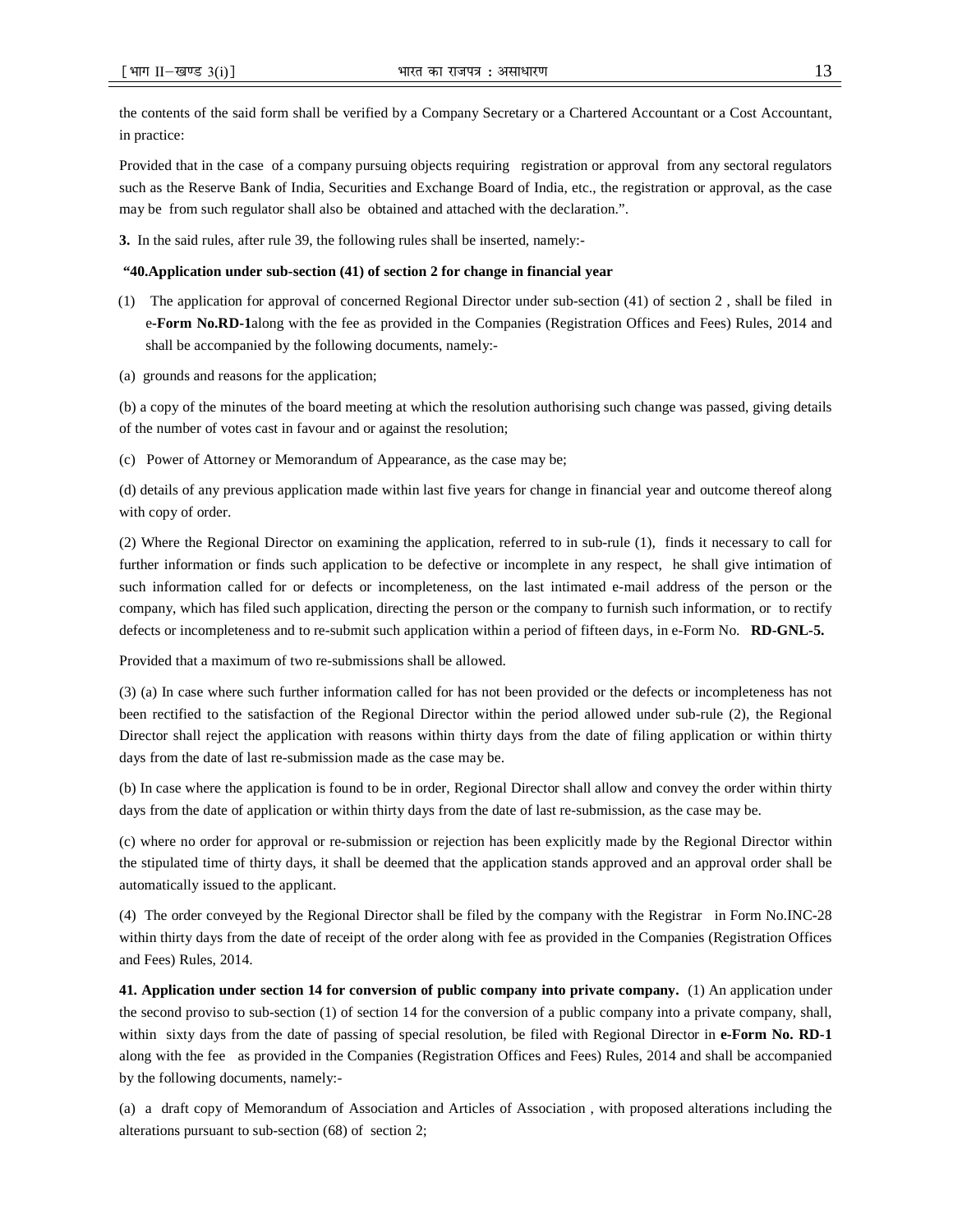the contents of the said form shall be verified by a Company Secretary or a Chartered Accountant or a Cost Accountant, in practice:

Provided that in the case of a company pursuing objects requiring registration or approval from any sectoral regulators such as the Reserve Bank of India, Securities and Exchange Board of India, etc., the registration or approval, as the case may be from such regulator shall also be obtained and attached with the declaration.".

**3.** In the said rules, after rule 39, the following rules shall be inserted, namely:-

**"40.Application under sub-section (41) of section 2 for change in financial year**

(1) The application for approval of concerned Regional Director under sub-section (41) of section 2 , shall be filed in e-**Form No.RD-1**along with the fee as provided in the Companies (Registration Offices and Fees) Rules, 2014 and shall be accompanied by the following documents, namely:-

(a) grounds and reasons for the application;

(b) a copy of the minutes of the board meeting at which the resolution authorising such change was passed, giving details of the number of votes cast in favour and or against the resolution;

(c) Power of Attorney or Memorandum of Appearance, as the case may be;

(d) details of any previous application made within last five years for change in financial year and outcome thereof along with copy of order.

(2) Where the Regional Director on examining the application, referred to in sub-rule (1), finds it necessary to call for further information or finds such application to be defective or incomplete in any respect, he shall give intimation of such information called for or defects or incompleteness, on the last intimated e-mail address of the person or the company, which has filed such application, directing the person or the company to furnish such information, or to rectify defects or incompleteness and to re-submit such application within a period of fifteen days, in e-Form No. **RD-GNL-5.**

Provided that a maximum of two re-submissions shall be allowed.

(3) (a) In case where such further information called for has not been provided or the defects or incompleteness has not been rectified to the satisfaction of the Regional Director within the period allowed under sub-rule (2), the Regional Director shall reject the application with reasons within thirty days from the date of filing application or within thirty days from the date of last re-submission made as the case may be.

(b) In case where the application is found to be in order, Regional Director shall allow and convey the order within thirty days from the date of application or within thirty days from the date of last re-submission, as the case may be.

(c) where no order for approval or re-submission or rejection has been explicitly made by the Regional Director within the stipulated time of thirty days, it shall be deemed that the application stands approved and an approval order shall be automatically issued to the applicant.

(4) The order conveyed by the Regional Director shall be filed by the company with the Registrar in Form No.INC-28 within thirty days from the date of receipt of the order along with fee as provided in the Companies (Registration Offices and Fees) Rules, 2014.

**41. Application under section 14 for conversion of public company into private company.** (1) An application under the second proviso to sub-section (1) of section 14 for the conversion of a public company into a private company, shall, within sixty days from the date of passing of special resolution, be filed with Regional Director in **e-Form No. RD-1** along with the fee as provided in the Companies (Registration Offices and Fees) Rules, 2014 and shall be accompanied by the following documents, namely:-

(a) a draft copy of Memorandum of Association and Articles of Association , with proposed alterations including the alterations pursuant to sub-section (68) of section 2;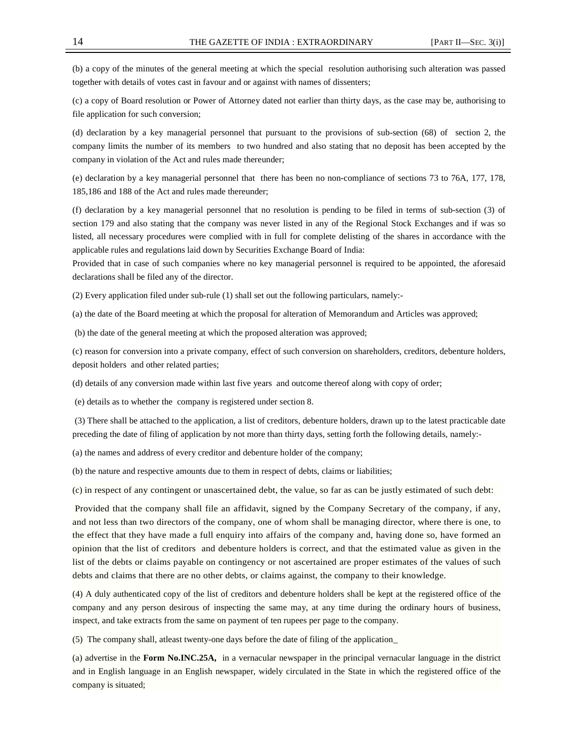(b) a copy of the minutes of the general meeting at which the special resolution authorising such alteration was passed together with details of votes cast in favour and or against with names of dissenters;

(c) a copy of Board resolution or Power of Attorney dated not earlier than thirty days, as the case may be, authorising to file application for such conversion;

(d) declaration by a key managerial personnel that pursuant to the provisions of sub-section (68) of section 2, the company limits the number of its members to two hundred and also stating that no deposit has been accepted by the company in violation of the Act and rules made thereunder;

(e) declaration by a key managerial personnel that there has been no non-compliance of sections 73 to 76A, 177, 178, 185,186 and 188 of the Act and rules made thereunder;

(f) declaration by a key managerial personnel that no resolution is pending to be filed in terms of sub-section (3) of section 179 and also stating that the company was never listed in any of the Regional Stock Exchanges and if was so listed, all necessary procedures were complied with in full for complete delisting of the shares in accordance with the applicable rules and regulations laid down by Securities Exchange Board of India:

Provided that in case of such companies where no key managerial personnel is required to be appointed, the aforesaid declarations shall be filed any of the director.

(2) Every application filed under sub-rule (1) shall set out the following particulars, namely:-

(a) the date of the Board meeting at which the proposal for alteration of Memorandum and Articles was approved;

(b) the date of the general meeting at which the proposed alteration was approved;

(c) reason for conversion into a private company, effect of such conversion on shareholders, creditors, debenture holders, deposit holders and other related parties;

(d) details of any conversion made within last five years and outcome thereof along with copy of order;

(e) details as to whether the company is registered under section 8.

(3) There shall be attached to the application, a list of creditors, debenture holders, drawn up to the latest practicable date preceding the date of filing of application by not more than thirty days, setting forth the following details, namely:-

(a) the names and address of every creditor and debenture holder of the company;

(b) the nature and respective amounts due to them in respect of debts, claims or liabilities;

(c) in respect of any contingent or unascertained debt, the value, so far as can be justly estimated of such debt:

Provided that the company shall file an affidavit, signed by the Company Secretary of the company, if any, and not less than two directors of the company, one of whom shall be managing director, where there is one, to the effect that they have made a full enquiry into affairs of the company and, having done so, have formed an opinion that the list of creditors and debenture holders is correct, and that the estimated value as given in the list of the debts or claims payable on contingency or not ascertained are proper estimates of the values of such debts and claims that there are no other debts, or claims against, the company to their knowledge.

(4) A duly authenticated copy of the list of creditors and debenture holders shall be kept at the registered office of the company and any person desirous of inspecting the same may, at any time during the ordinary hours of business, inspect, and take extracts from the same on payment of ten rupees per page to the company.

(5) The company shall, atleast twenty-one days before the date of filing of the application_

(a) advertise in the **Form No.INC.25A,** in a vernacular newspaper in the principal vernacular language in the district and in English language in an English newspaper, widely circulated in the State in which the registered office of the company is situated;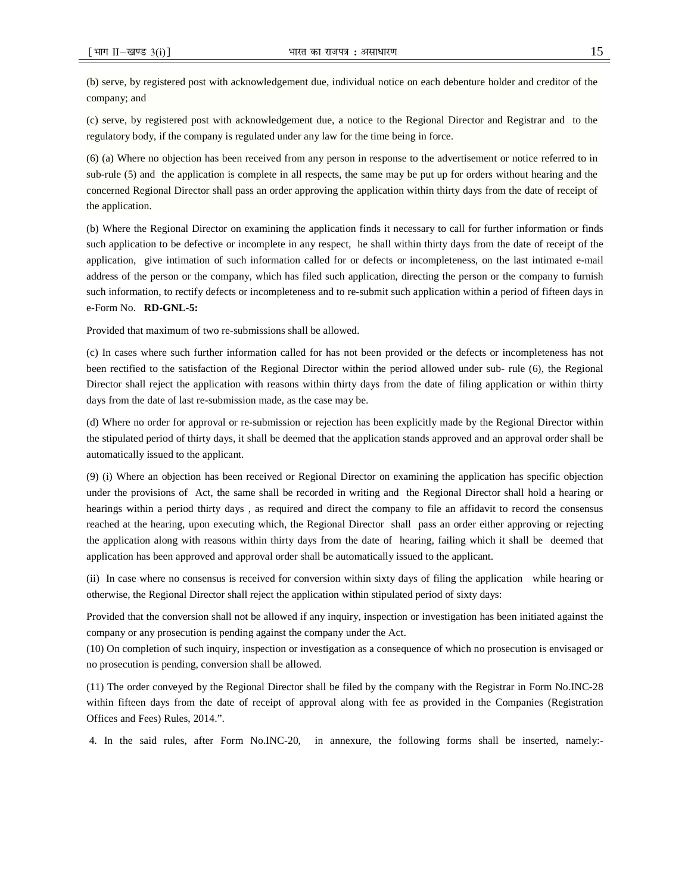(b) serve, by registered post with acknowledgement due, individual notice on each debenture holder and creditor of the company; and

(c) serve, by registered post with acknowledgement due, a notice to the Regional Director and Registrar and to the regulatory body, if the company is regulated under any law for the time being in force.

(6) (a) Where no objection has been received from any person in response to the advertisement or notice referred to in sub-rule (5) and the application is complete in all respects, the same may be put up for orders without hearing and the concerned Regional Director shall pass an order approving the application within thirty days from the date of receipt of the application.

(b) Where the Regional Director on examining the application finds it necessary to call for further information or finds such application to be defective or incomplete in any respect, he shall within thirty days from the date of receipt of the application, give intimation of such information called for or defects or incompleteness, on the last intimated e-mail address of the person or the company, which has filed such application, directing the person or the company to furnish such information, to rectify defects or incompleteness and to re-submit such application within a period of fifteen days in e-Form No. **RD-GNL-5:**

Provided that maximum of two re-submissions shall be allowed.

(c) In cases where such further information called for has not been provided or the defects or incompleteness has not been rectified to the satisfaction of the Regional Director within the period allowed under sub- rule (6), the Regional Director shall reject the application with reasons within thirty days from the date of filing application or within thirty days from the date of last re-submission made, as the case may be.

(d) Where no order for approval or re-submission or rejection has been explicitly made by the Regional Director within the stipulated period of thirty days, it shall be deemed that the application stands approved and an approval order shall be automatically issued to the applicant.

(9) (i) Where an objection has been received or Regional Director on examining the application has specific objection under the provisions of Act, the same shall be recorded in writing and the Regional Director shall hold a hearing or hearings within a period thirty days , as required and direct the company to file an affidavit to record the consensus reached at the hearing, upon executing which, the Regional Director shall pass an order either approving or rejecting the application along with reasons within thirty days from the date of hearing, failing which it shall be deemed that application has been approved and approval order shall be automatically issued to the applicant.

(ii) In case where no consensus is received for conversion within sixty days of filing the application while hearing or otherwise, the Regional Director shall reject the application within stipulated period of sixty days:

Provided that the conversion shall not be allowed if any inquiry, inspection or investigation has been initiated against the company or any prosecution is pending against the company under the Act.

(10) On completion of such inquiry, inspection or investigation as a consequence of which no prosecution is envisaged or no prosecution is pending, conversion shall be allowed.

(11) The order conveyed by the Regional Director shall be filed by the company with the Registrar in Form No.INC-28 within fifteen days from the date of receipt of approval along with fee as provided in the Companies (Registration Offices and Fees) Rules, 2014.".

4. In the said rules, after Form No.INC-20, in annexure, the following forms shall be inserted, namely:-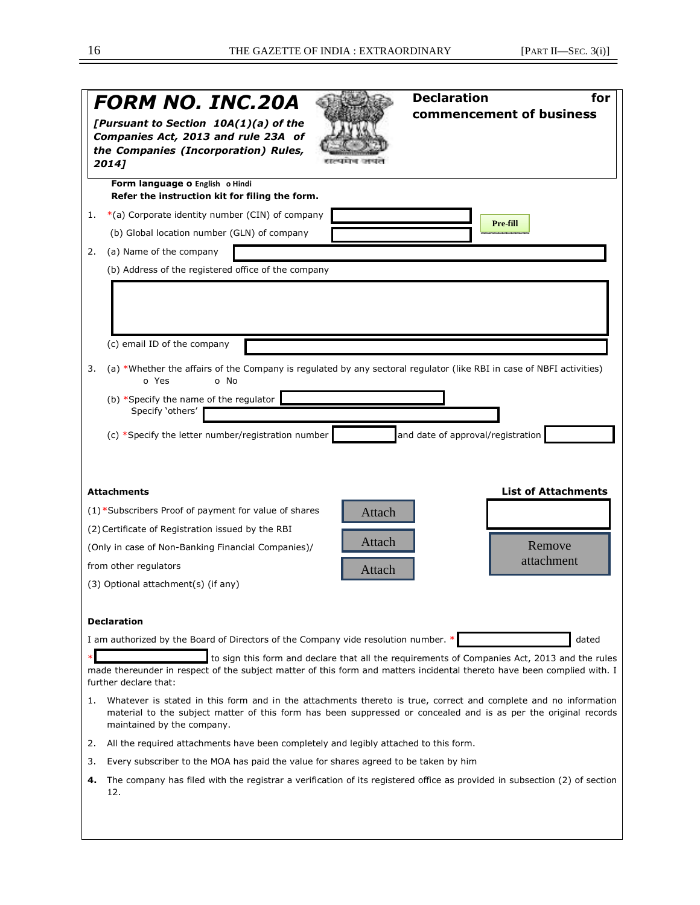# FORM NO. INC.20A

***[Pursuant to Section 10A(1)(a) of the Companies Act, 2013 and rule 23A of the Companies (Incorporation) Rules, 2014]***

**Declaration for commencement of business**

**Form language** o English o Hindi

**Refer the instruction kit for filing the form.**

1. *(a) Corporate identity number (CIN) of company [ ] Pre-fill
   (b) Global location number (GLN) of company [ ]

2. (a) Name of the company [ ]
   (b) Address of the registered office of the company [ ]
   (c) email ID of the company [ ]

3. (a) *Whether the affairs of the Company is regulated by any sectoral regulator (like RBI in case of NBFI activities)
   o Yes o No

   (b) *Specify the name of the regulator [ ]
   Specify 'others' [ ]

   (c) *Specify the letter number/registration number [ ] and date of approval/registration [ ]

**Attachments**

(1) *Subscribers Proof of payment for value of shares — Attach

(2) Certificate of Registration issued by the RBI (Only in case of Non-Banking Financial Companies)/ from other regulators — Attach

(3) Optional attachment(s) (if any) — Attach

**List of Attachments**

[ ]

Remove attachment

**Declaration**

I am authorized by the Board of Directors of the Company vide resolution number. * [ ] dated * [ ] to sign this form and declare that all the requirements of Companies Act, 2013 and the rules made thereunder in respect of the subject matter of this form and matters incidental thereto have been complied with. I further declare that:

1. Whatever is stated in this form and in the attachments thereto is true, correct and complete and no information material to the subject matter of this form has been suppressed or concealed and is as per the original records maintained by the company.
2. All the required attachments have been completely and legibly attached to this form.
3. Every subscriber to the MOA has paid the value for shares agreed to be taken by him
4. The company has filed with the registrar a verification of its registered office as provided in subsection (2) of section 12.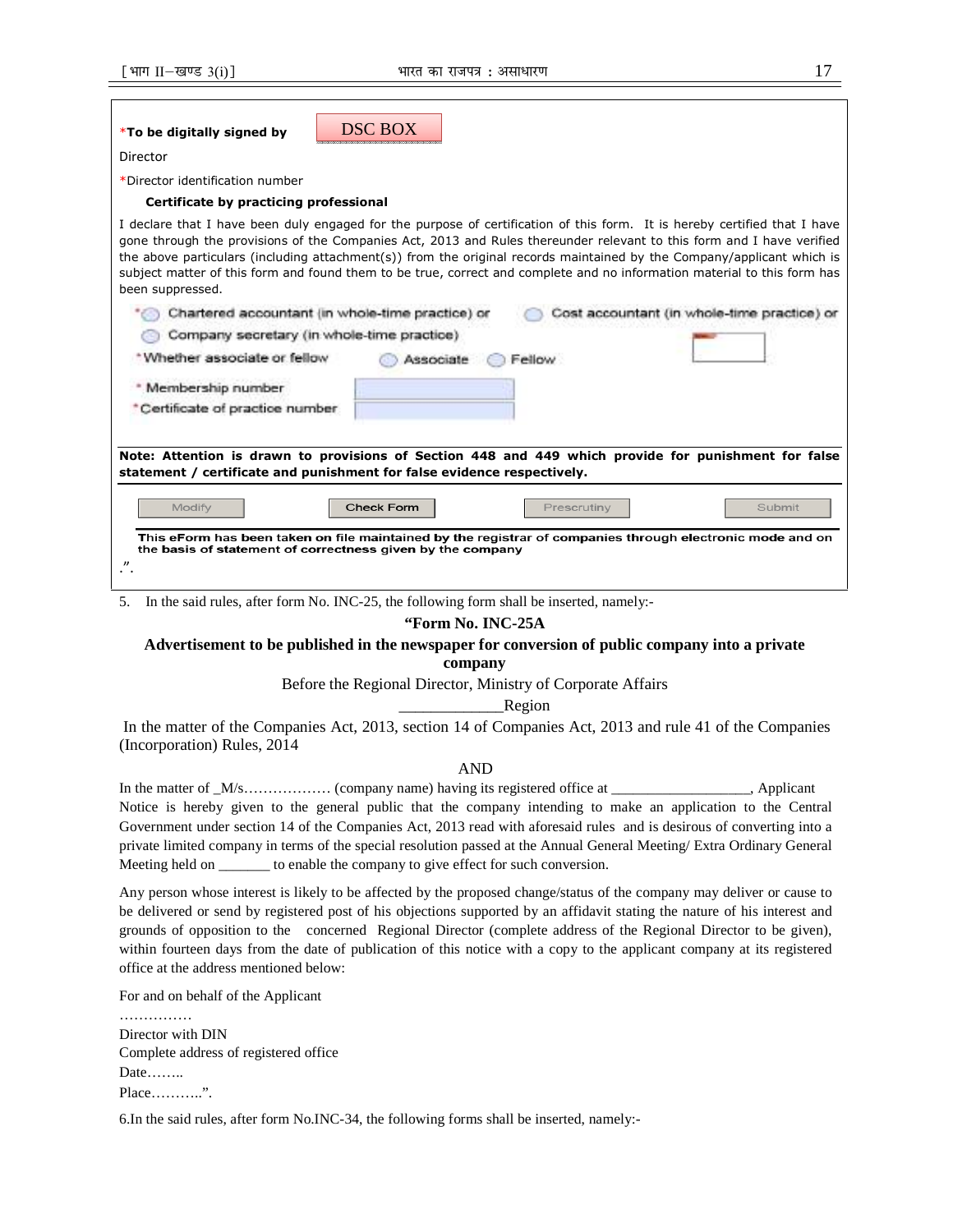*To be digitally signed by DSC BOX

Director

*Director identification number

**Certificate by practicing professional**

I declare that I have been duly engaged for the purpose of certification of this form. It is hereby certified that I have gone through the provisions of the Companies Act, 2013 and Rules thereunder relevant to this form and I have verified the above particulars (including attachment(s)) from the original records maintained by the Company/applicant which is subject matter of this form and found them to be true, correct and complete and no information material to this form has been suppressed.

*○ Chartered accountant (in whole-time practice) or ○ Cost accountant (in whole-time practice) or
○ Company secretary (in whole-time practice)

*Whether associate or fellow ○ Associate ○ Fellow

* Membership number

*Certificate of practice number

**Note: Attention is drawn to provisions of Section 448 and 449 which provide for punishment for false statement / certificate and punishment for false evidence respectively.**

Modify | Check Form | Prescrutiny | Submit

**This eForm has been taken on file maintained by the registrar of companies through electronic mode and on the basis of statement of correctness given by the company**

.”.

5. In the said rules, after form No. INC-25, the following form shall be inserted, namely:-

**“Form No. INC-25A**

**Advertisement to be published in the newspaper for conversion of public company into a private company**

Before the Regional Director, Ministry of Corporate Affairs

_____________Region

In the matter of the Companies Act, 2013, section 14 of Companies Act, 2013 and rule 41 of the Companies (Incorporation) Rules, 2014

AND

In the matter of _M/s……………… (company name) having its registered office at __________________, Applicant
Notice is hereby given to the general public that the company intending to make an application to the Central Government under section 14 of the Companies Act, 2013 read with aforesaid rules and is desirous of converting into a private limited company in terms of the special resolution passed at the Annual General Meeting/ Extra Ordinary General Meeting held on _______ to enable the company to give effect for such conversion.

Any person whose interest is likely to be affected by the proposed change/status of the company may deliver or cause to be delivered or send by registered post of his objections supported by an affidavit stating the nature of his interest and grounds of opposition to the concerned Regional Director (complete address of the Regional Director to be given), within fourteen days from the date of publication of this notice with a copy to the applicant company at its registered office at the address mentioned below:

For and on behalf of the Applicant

……………

Director with DIN

Complete address of registered office

Date……..

Place………..”.

6.In the said rules, after form No.INC-34, the following forms shall be inserted, namely:-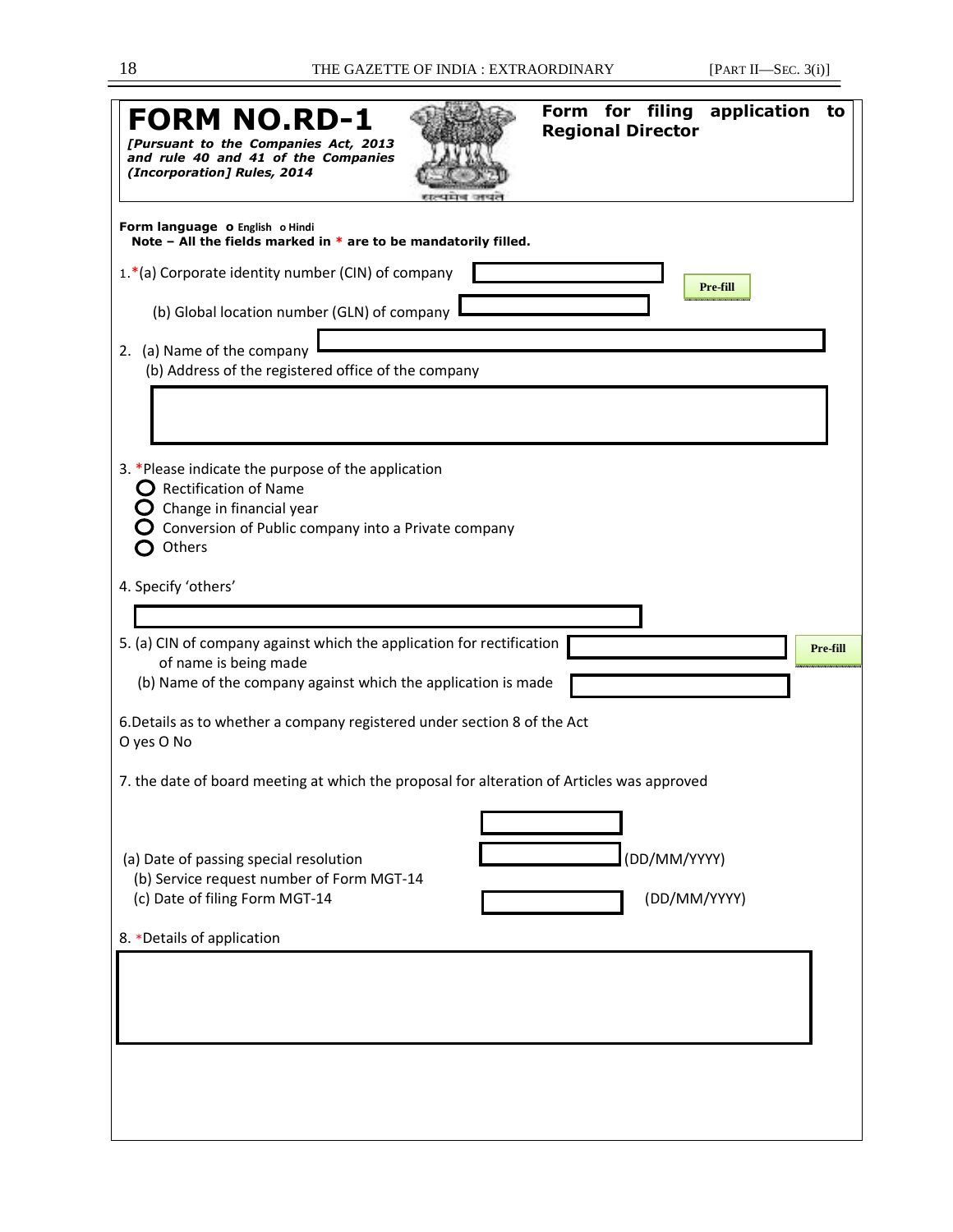# FORM NO.RD-1

***[Pursuant to the Companies Act, 2013 and rule 40 and 41 of the Companies (Incorporation] Rules, 2014***

**Form for filing application to Regional Director**

**Form language** o English o Hindi

**Note – All the fields marked in * are to be mandatorily filled.**

1.*(a) Corporate identity number (CIN) of company Pre-fill

(b) Global location number (GLN) of company

2. (a) Name of the company

(b) Address of the registered office of the company

3. *Please indicate the purpose of the application

- O Rectification of Name
- O Change in financial year
- O Conversion of Public company into a Private company
- O Others

4. Specify 'others'

5. (a) CIN of company against which the application for rectification of name is being made Pre-fill

(b) Name of the company against which the application is made

6.Details as to whether a company registered under section 8 of the Act

O yes O No

7. the date of board meeting at which the proposal for alteration of Articles was approved

(a) Date of passing special resolution (DD/MM/YYYY)

(b) Service request number of Form MGT-14

(c) Date of filing Form MGT-14 (DD/MM/YYYY)

8. *Details of application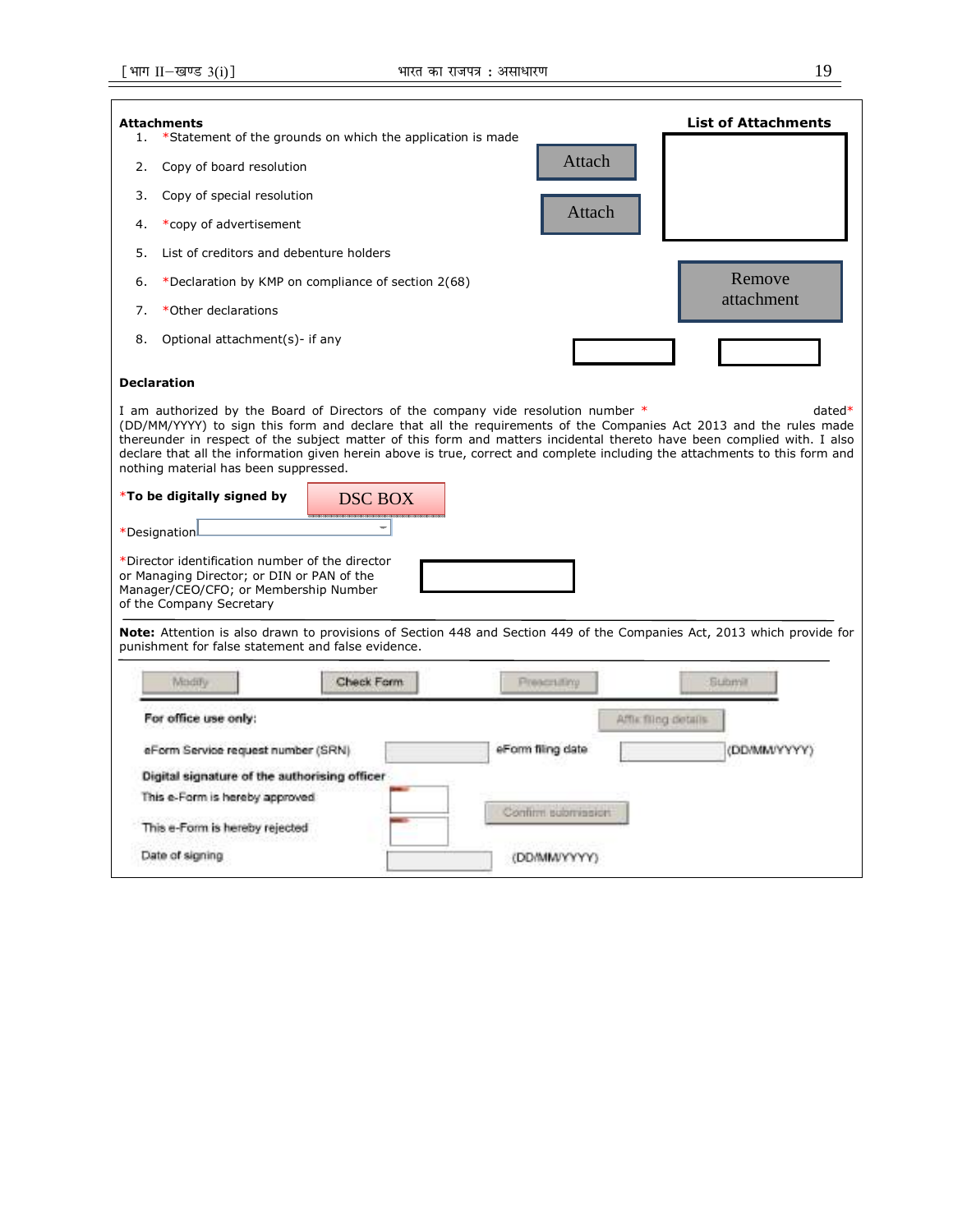**Attachments**

**List of Attachments**

1. *Statement of the grounds on which the application is made
2. Copy of board resolution
3. Copy of special resolution
4. *copy of advertisement
5. List of creditors and debenture holders
6. *Declaration by KMP on compliance of section 2(68)
7. *Other declarations
8. Optional attachment(s)- if any

Attach

Attach

Remove attachment

**Declaration**

I am authorized by the Board of Directors of the company vide resolution number * dated* (DD/MM/YYYY) to sign this form and declare that all the requirements of the Companies Act 2013 and the rules made thereunder in respect of the subject matter of this form and matters incidental thereto have been complied with. I also declare that all the information given herein above is true, correct and complete including the attachments to this form and nothing material has been suppressed.

***To be digitally signed by** DSC BOX

*Designation

*Director identification number of the director or Managing Director; or DIN or PAN of the Manager/CEO/CFO; or Membership Number of the Company Secretary

**Note:** Attention is also drawn to provisions of Section 448 and Section 449 of the Companies Act, 2013 which provide for punishment for false statement and false evidence.

Modify | Check Form | Prescrutiny | Submit

**For office use only:**

Affix filing details

eForm Service request number (SRN)

eForm filing date (DD/MM/YYYY)

**Digital signature of the authorising officer**

This e-Form is hereby approved

This e-Form is hereby rejected

Confirm submission

Date of signing (DD/MM/YYYY)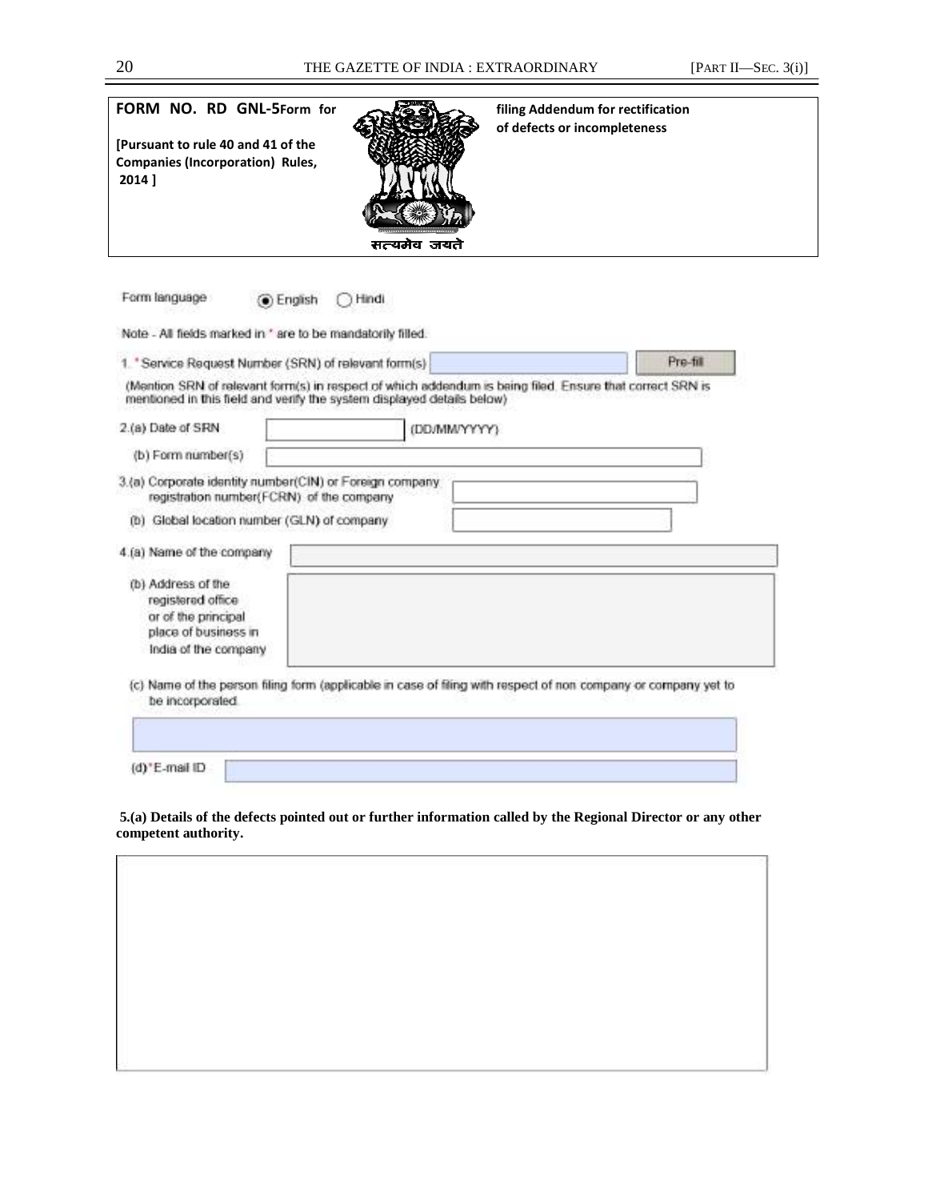**FORM NO. RD GNL-5** Form for filing Addendum for rectification of defects or incompleteness

**[Pursuant to rule 40 and 41 of the Companies (Incorporation) Rules, 2014 ]**

सत्यमेव जयते

Form language ◉ English ○ Hindi

Note - All fields marked in * are to be mandatorily filled.

1. *Service Request Number (SRN) of relevant form(s) [ ] Pre-fill

(Mention SRN of relevant form(s) in respect of which addendum is being filed. Ensure that correct SRN is mentioned in this field and verify the system displayed details below)

2.(a) Date of SRN [ ] (DD/MM/YYYY)

(b) Form number(s) [ ]

3.(a) Corporate identity number(CIN) or Foreign company registration number(FCRN) of the company [ ]

(b) Global location number (GLN) of company [ ]

4.(a) Name of the company [ ]

(b) Address of the registered office or of the principal place of business in India of the company [ ]

(c) Name of the person filing form (applicable in case of filing with respect of non company or company yet to be incorporated.

[ ]

(d)*E-mail ID [ ]

**5.(a) Details of the defects pointed out or further information called by the Regional Director or any other competent authority.**

[ ]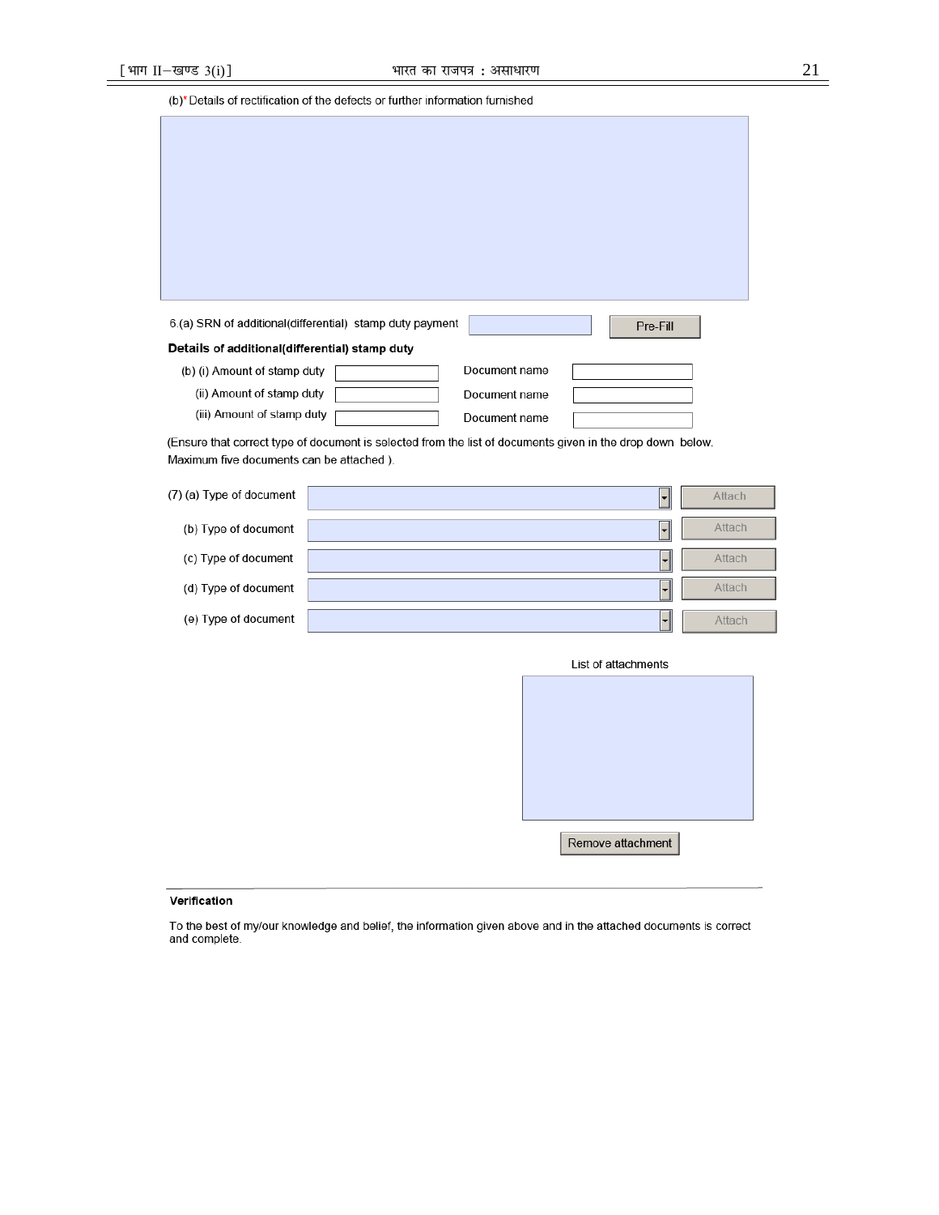(b)* Details of rectification of the defects or further information furnished

6.(a) SRN of additional(differential) stamp duty payment Pre-Fill

**Details of additional(differential) stamp duty**

| | | |
|---|---|---|
| (b) (i) Amount of stamp duty | | Document name |
| (ii) Amount of stamp duty | | Document name |
| (iii) Amount of stamp duty | | Document name |

(Ensure that correct type of document is selected from the list of documents given in the drop down below. Maximum five documents can be attached ).

(7) (a) Type of document Attach

(b) Type of document Attach

(c) Type of document Attach

(d) Type of document Attach

(e) Type of document Attach

List of attachments

Remove attachment

**Verification**

To the best of my/our knowledge and belief, the information given above and in the attached documents is correct and complete.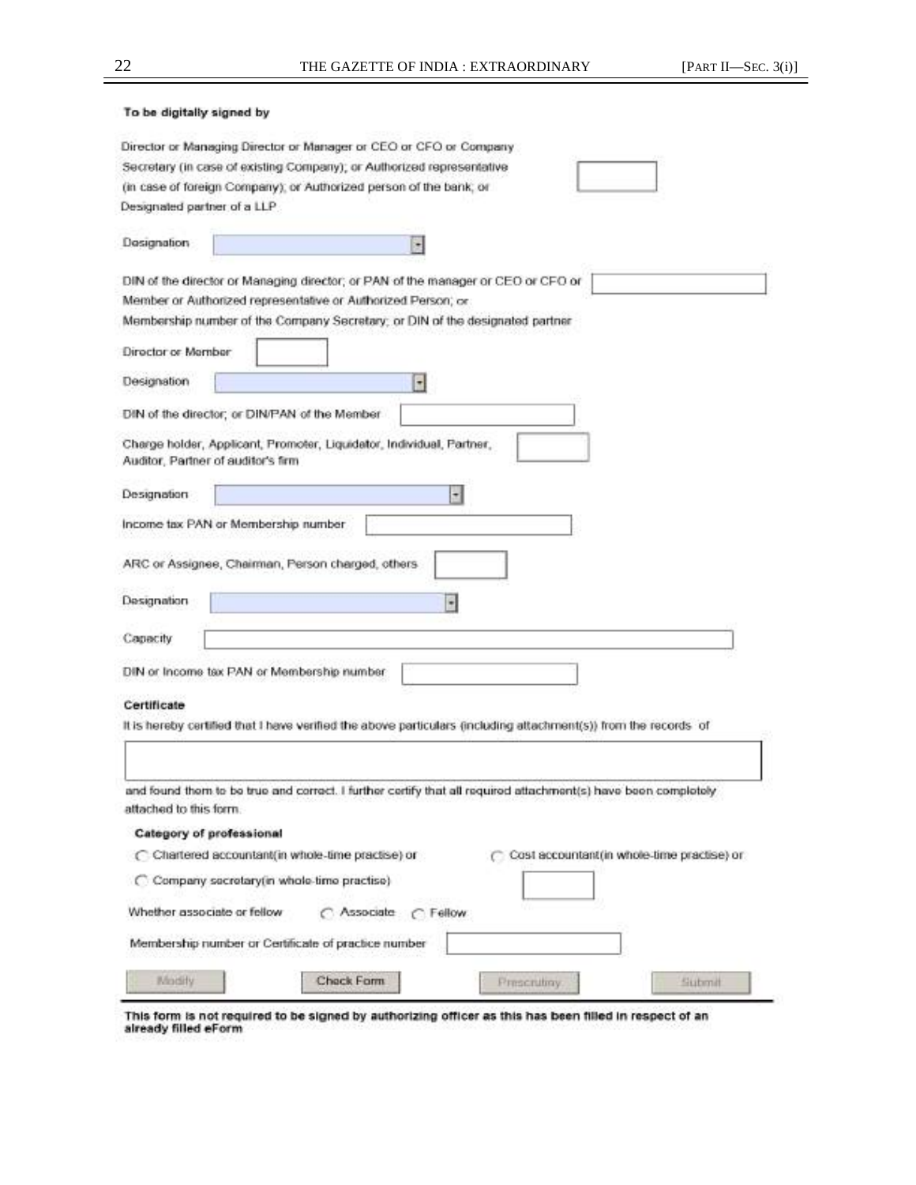**To be digitally signed by**

Director or Managing Director or Manager or CEO or CFO or Company Secretary (in case of existing Company); or Authorized representative (in case of foreign Company); or Authorized person of the bank; or Designated partner of a LLP

Designation

DIN of the director or Managing director; or PAN of the manager or CEO or CFO or Member or Authorized representative or Authorized Person; or Membership number of the Company Secretary; or DIN of the designated partner

Director or Member

Designation

DIN of the director; or DIN/PAN of the Member

Charge holder, Applicant, Promoter, Liquidator, Individual, Partner, Auditor, Partner of auditor's firm

Designation

Income tax PAN or Membership number

ARC or Assignee, Chairman, Person charged, others

Designation

Capacity

DIN or Income tax PAN or Membership number

**Certificate**

It is hereby certified that I have verified the above particulars (including attachment(s)) from the records of

and found them to be true and correct. I further certify that all required attachment(s) have been completely attached to this form.

**Category of professional**

- Chartered accountant(in whole-time practise) or
- Cost accountant(in whole-time practise) or
- Company secretary(in whole-time practise)

Whether associate or fellow — Associate — Fellow

Membership number or Certificate of practice number

Modify | Check Form | Prescrutiny | Submit

**This form is not required to be signed by authorizing officer as this has been filled in respect of an already filled eForm**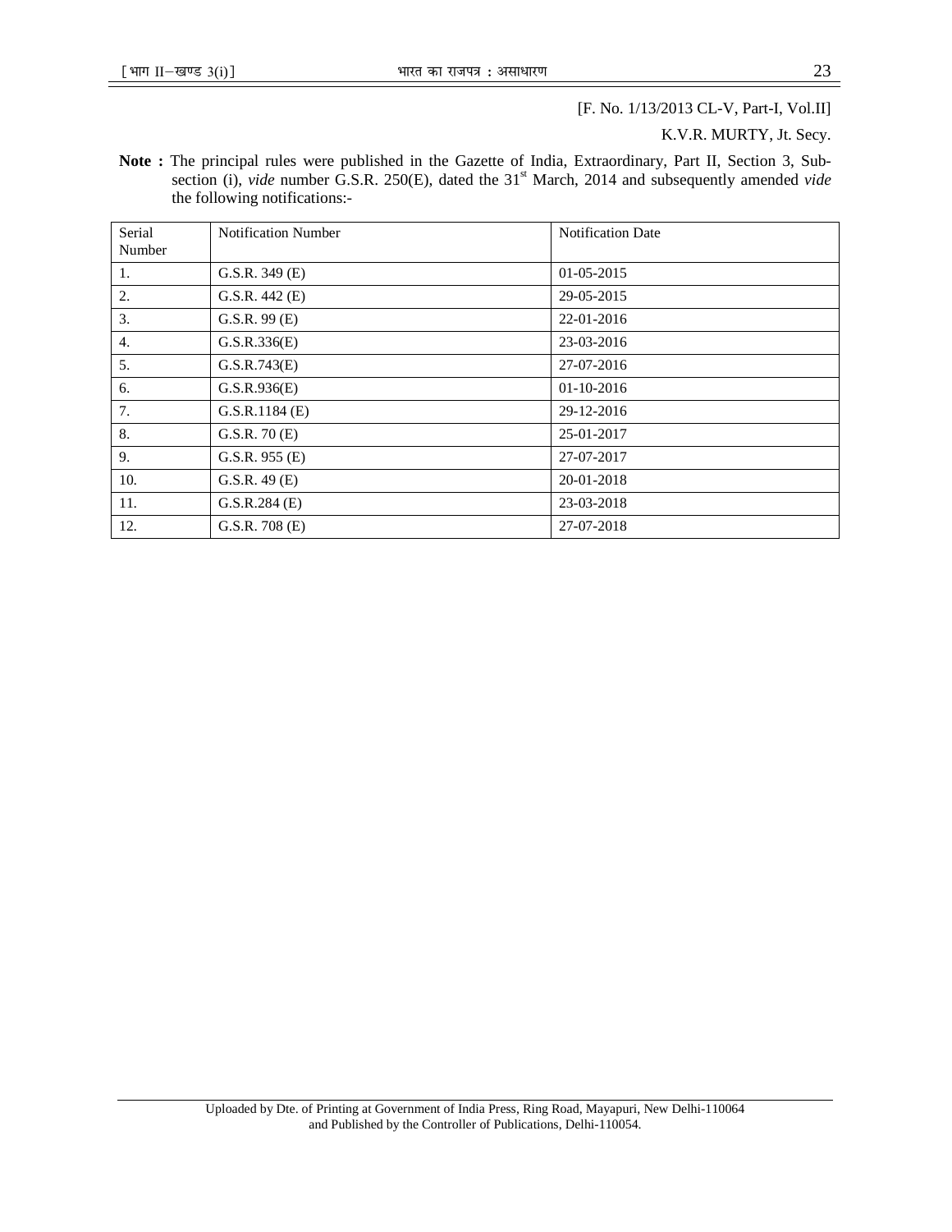[F. No. 1/13/2013 CL-V, Part-I, Vol.II]

K.V.R. MURTY, Jt. Secy.

**Note :** The principal rules were published in the Gazette of India, Extraordinary, Part II, Section 3, Sub-section (i), *vide* number G.S.R. 250(E), dated the 31st March, 2014 and subsequently amended *vide* the following notifications:-

| Serial Number | Notification Number | Notification Date |
|---|---|---|
| 1. | G.S.R. 349 (E) | 01-05-2015 |
| 2. | G.S.R. 442 (E) | 29-05-2015 |
| 3. | G.S.R. 99 (E) | 22-01-2016 |
| 4. | G.S.R.336(E) | 23-03-2016 |
| 5. | G.S.R.743(E) | 27-07-2016 |
| 6. | G.S.R.936(E) | 01-10-2016 |
| 7. | G.S.R.1184 (E) | 29-12-2016 |
| 8. | G.S.R. 70 (E) | 25-01-2017 |
| 9. | G.S.R. 955 (E) | 27-07-2017 |
| 10. | G.S.R. 49 (E) | 20-01-2018 |
| 11. | G.S.R.284 (E) | 23-03-2018 |
| 12. | G.S.R. 708 (E) | 27-07-2018 |

Uploaded by Dte. of Printing at Government of India Press, Ring Road, Mayapuri, New Delhi-110064 and Published by the Controller of Publications, Delhi-110054.